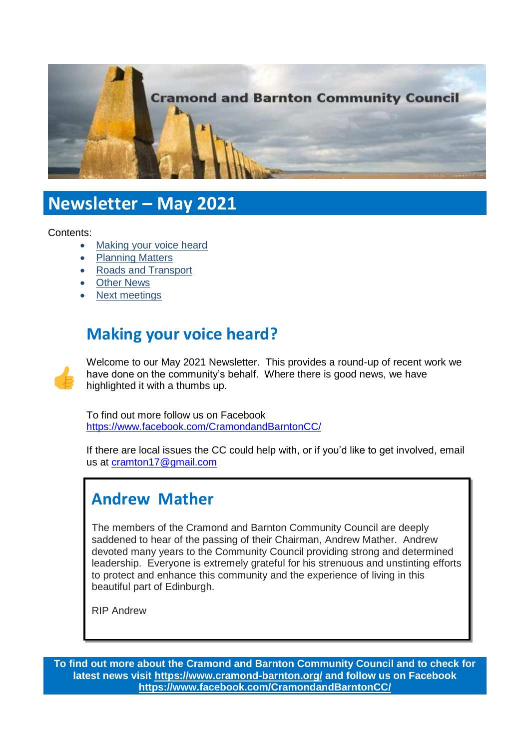Cramond and Barnton Community Council

# Newsletter – May 2021

Contents:

- Making your voice heard
- Planning Matters
- Roads and Transport
- Other News
- Next meetings

## Making your voice heard?

👍 Welcome to our May 2021 Newsletter. This provides a round-up of recent work we have done on the community's behalf. Where there is good news, we have highlighted it with a thumbs up.

To find out more follow us on Facebook
https://www.facebook.com/CramondandBarntonCC/

If there are local issues the CC could help with, or if you'd like to get involved, email us at cramton17@gmail.com

## Andrew Mather

The members of the Cramond and Barnton Community Council are deeply saddened to hear of the passing of their Chairman, Andrew Mather. Andrew devoted many years to the Community Council providing strong and determined leadership. Everyone is extremely grateful for his strenuous and unstinting efforts to protect and enhance this community and the experience of living in this beautiful part of Edinburgh.

RIP Andrew

**To find out more about the Cramond and Barnton Community Council and to check for latest news visit https://www.cramond-barnton.org/ and follow us on Facebook https://www.facebook.com/CramondandBarntonCC/**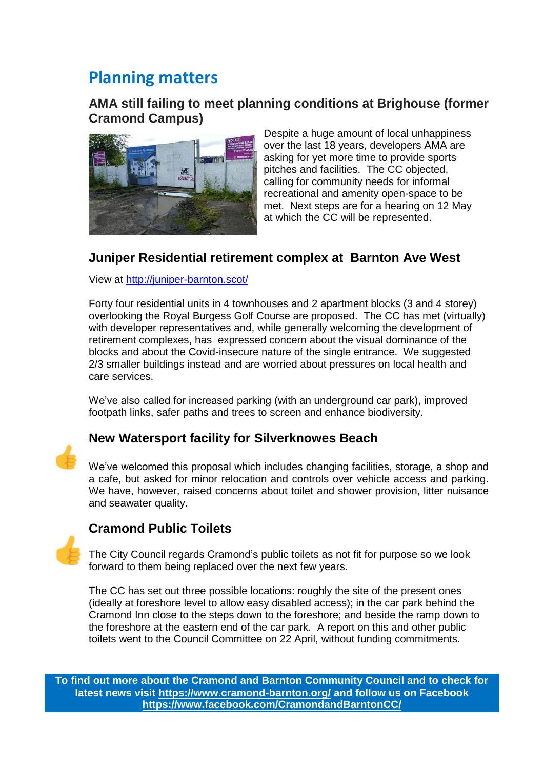# Planning matters

### AMA still failing to meet planning conditions at Brighouse (former Cramond Campus)

Despite a huge amount of local unhappiness over the last 18 years, developers AMA are asking for yet more time to provide sports pitches and facilities. The CC objected, calling for community needs for informal recreational and amenity open-space to be met. Next steps are for a hearing on 12 May at which the CC will be represented.

### Juniper Residential retirement complex at Barnton Ave West

View at [http://juniper-barnton.scot/](http://juniper-barnton.scot/)

Forty four residential units in 4 townhouses and 2 apartment blocks (3 and 4 storey) overlooking the Royal Burgess Golf Course are proposed. The CC has met (virtually) with developer representatives and, while generally welcoming the development of retirement complexes, has expressed concern about the visual dominance of the blocks and about the Covid-insecure nature of the single entrance. We suggested 2/3 smaller buildings instead and are worried about pressures on local health and care services.

We've also called for increased parking (with an underground car park), improved footpath links, safer paths and trees to screen and enhance biodiversity.

### New Watersport facility for Silverknowes Beach

👍

We've welcomed this proposal which includes changing facilities, storage, a shop and a cafe, but asked for minor relocation and controls over vehicle access and parking. We have, however, raised concerns about toilet and shower provision, litter nuisance and seawater quality.

### Cramond Public Toilets

👍

The City Council regards Cramond's public toilets as not fit for purpose so we look forward to them being replaced over the next few years.

The CC has set out three possible locations: roughly the site of the present ones (ideally at foreshore level to allow easy disabled access); in the car park behind the Cramond Inn close to the steps down to the foreshore; and beside the ramp down to the foreshore at the eastern end of the car park. A report on this and other public toilets went to the Council Committee on 22 April, without funding commitments.

**To find out more about the Cramond and Barnton Community Council and to check for latest news visit [https://www.cramond-barnton.org/](https://www.cramond-barnton.org/) and follow us on Facebook [https://www.facebook.com/CramondandBarntonCC/](https://www.facebook.com/CramondandBarntonCC/)**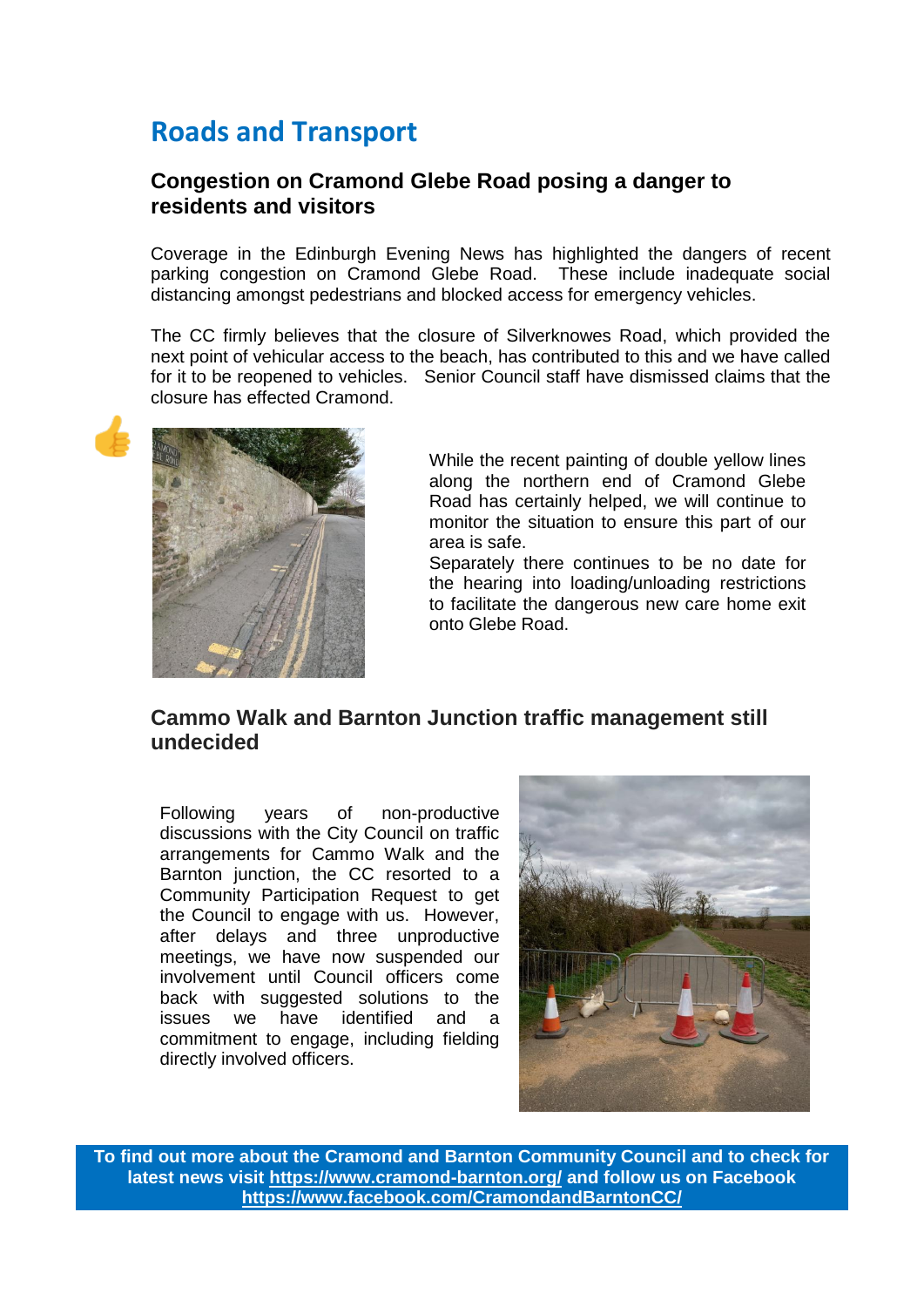# Roads and Transport

## Congestion on Cramond Glebe Road posing a danger to residents and visitors

Coverage in the Edinburgh Evening News has highlighted the dangers of recent parking congestion on Cramond Glebe Road. These include inadequate social distancing amongst pedestrians and blocked access for emergency vehicles.

The CC firmly believes that the closure of Silverknowes Road, which provided the next point of vehicular access to the beach, has contributed to this and we have called for it to be reopened to vehicles. Senior Council staff have dismissed claims that the closure has effected Cramond.

👍

While the recent painting of double yellow lines along the northern end of Cramond Glebe Road has certainly helped, we will continue to monitor the situation to ensure this part of our area is safe.

Separately there continues to be no date for the hearing into loading/unloading restrictions to facilitate the dangerous new care home exit onto Glebe Road.

## Cammo Walk and Barnton Junction traffic management still undecided

Following years of non-productive discussions with the City Council on traffic arrangements for Cammo Walk and the Barnton junction, the CC resorted to a Community Participation Request to get the Council to engage with us. However, after delays and three unproductive meetings, we have now suspended our involvement until Council officers come back with suggested solutions to the issues we have identified and a commitment to engage, including fielding directly involved officers.

**To find out more about the Cramond and Barnton Community Council and to check for latest news visit https://www.cramond-barnton.org/ and follow us on Facebook https://www.facebook.com/CramondandBarntonCC/**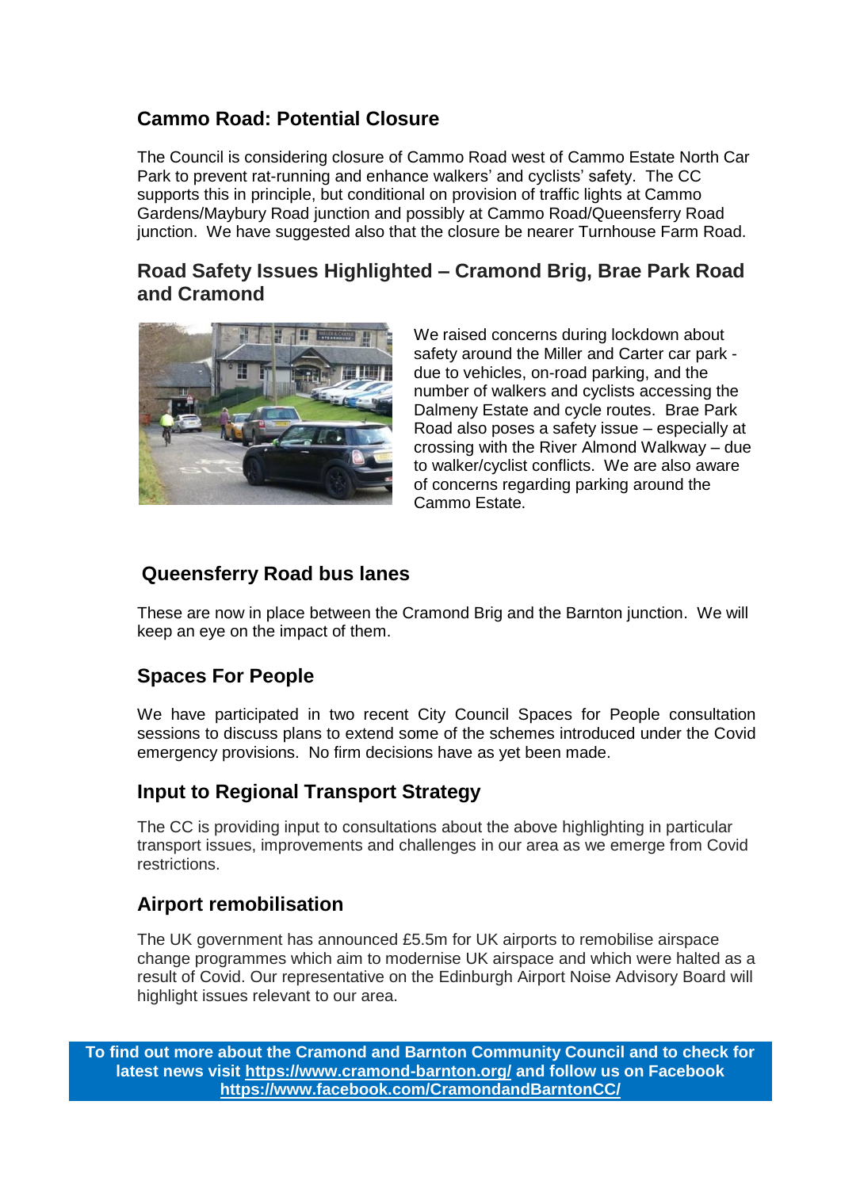## Cammo Road: Potential Closure

The Council is considering closure of Cammo Road west of Cammo Estate North Car Park to prevent rat-running and enhance walkers' and cyclists' safety. The CC supports this in principle, but conditional on provision of traffic lights at Cammo Gardens/Maybury Road junction and possibly at Cammo Road/Queensferry Road junction. We have suggested also that the closure be nearer Turnhouse Farm Road.

## Road Safety Issues Highlighted – Cramond Brig, Brae Park Road and Cramond

We raised concerns during lockdown about safety around the Miller and Carter car park - due to vehicles, on-road parking, and the number of walkers and cyclists accessing the Dalmeny Estate and cycle routes. Brae Park Road also poses a safety issue – especially at crossing with the River Almond Walkway – due to walker/cyclist conflicts. We are also aware of concerns regarding parking around the Cammo Estate.

## Queensferry Road bus lanes

These are now in place between the Cramond Brig and the Barnton junction. We will keep an eye on the impact of them.

## Spaces For People

We have participated in two recent City Council Spaces for People consultation sessions to discuss plans to extend some of the schemes introduced under the Covid emergency provisions. No firm decisions have as yet been made.

## Input to Regional Transport Strategy

The CC is providing input to consultations about the above highlighting in particular transport issues, improvements and challenges in our area as we emerge from Covid restrictions.

## Airport remobilisation

The UK government has announced £5.5m for UK airports to remobilise airspace change programmes which aim to modernise UK airspace and which were halted as a result of Covid. Our representative on the Edinburgh Airport Noise Advisory Board will highlight issues relevant to our area.

**To find out more about the Cramond and Barnton Community Council and to check for latest news visit https://www.cramond-barnton.org/ and follow us on Facebook https://www.facebook.com/CramondandBarntonCC/**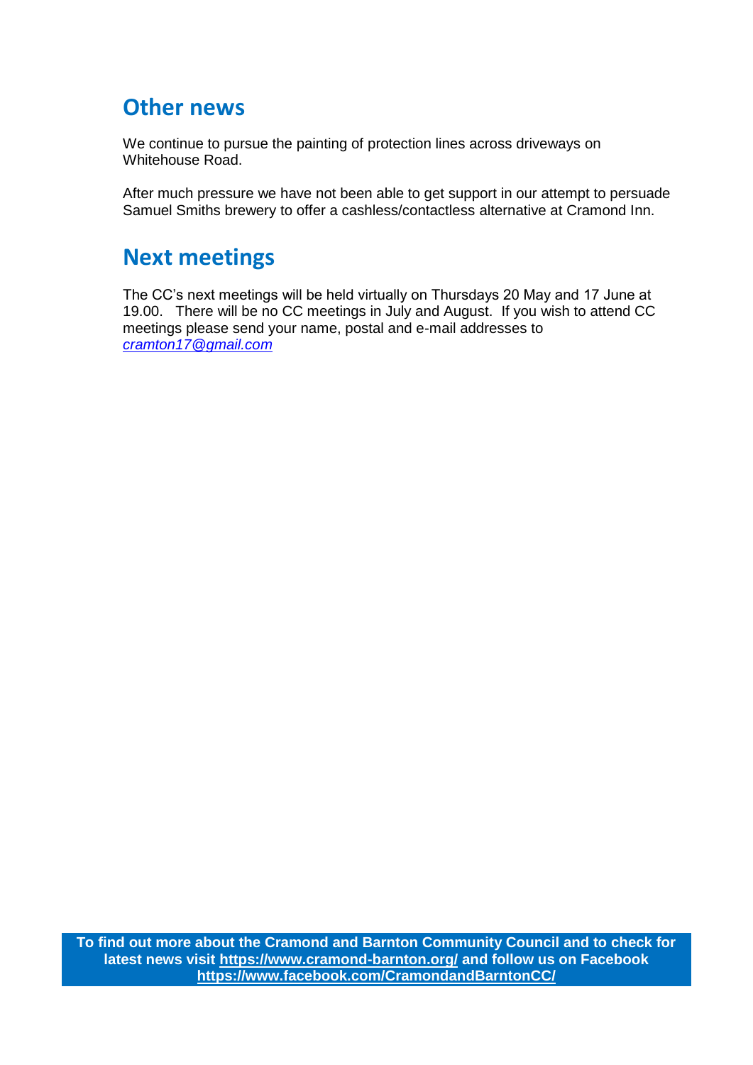## Other news

We continue to pursue the painting of protection lines across driveways on Whitehouse Road.

After much pressure we have not been able to get support in our attempt to persuade Samuel Smiths brewery to offer a cashless/contactless alternative at Cramond Inn.

## Next meetings

The CC's next meetings will be held virtually on Thursdays 20 May and 17 June at 19.00. There will be no CC meetings in July and August. If you wish to attend CC meetings please send your name, postal and e-mail addresses to *cramton17@gmail.com*

**To find out more about the Cramond and Barnton Community Council and to check for latest news visit https://www.cramond-barnton.org/ and follow us on Facebook https://www.facebook.com/CramondandBarntonCC/**